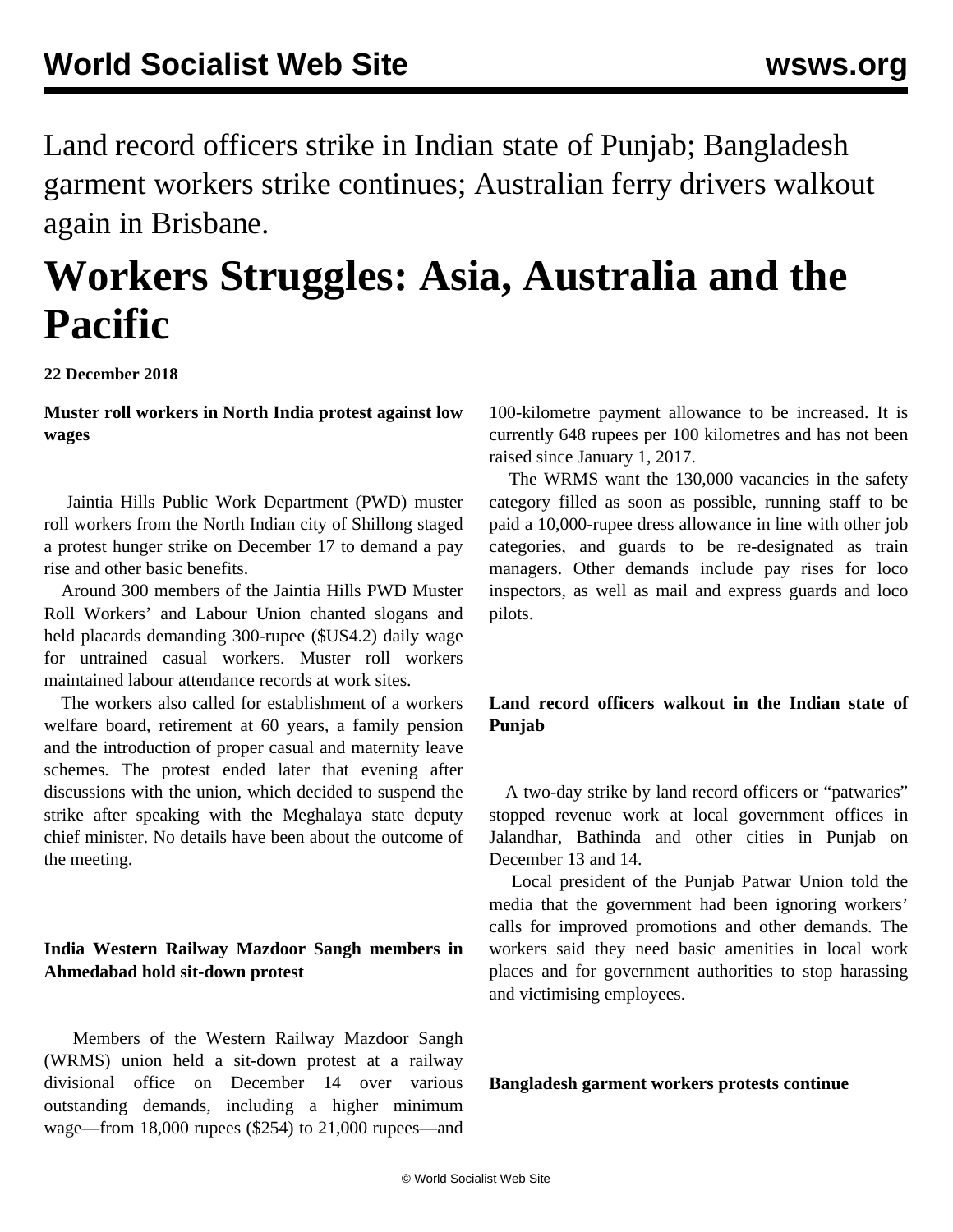Land record officers strike in Indian state of Punjab; Bangladesh garment workers strike continues; Australian ferry drivers walkout again in Brisbane.

# Workers Struggles: Asia, Australia and the Pacific

**22 December 2018**

**Muster roll workers in North India protest against low wages**

Jaintia Hills Public Work Department (PWD) muster roll workers from the North Indian city of Shillong staged a protest hunger strike on December 17 to demand a pay rise and other basic benefits.

Around 300 members of the Jaintia Hills PWD Muster Roll Workers' and Labour Union chanted slogans and held placards demanding 300-rupee ($US4.2) daily wage for untrained casual workers. Muster roll workers maintained labour attendance records at work sites.

The workers also called for establishment of a workers welfare board, retirement at 60 years, a family pension and the introduction of proper casual and maternity leave schemes. The protest ended later that evening after discussions with the union, which decided to suspend the strike after speaking with the Meghalaya state deputy chief minister. No details have been about the outcome of the meeting.

**India Western Railway Mazdoor Sangh members in Ahmedabad hold sit-down protest**

Members of the Western Railway Mazdoor Sangh (WRMS) union held a sit-down protest at a railway divisional office on December 14 over various outstanding demands, including a higher minimum wage—from 18,000 rupees ($254) to 21,000 rupees—and 100-kilometre payment allowance to be increased. It is currently 648 rupees per 100 kilometres and has not been raised since January 1, 2017.

The WRMS want the 130,000 vacancies in the safety category filled as soon as possible, running staff to be paid a 10,000-rupee dress allowance in line with other job categories, and guards to be re-designated as train managers. Other demands include pay rises for loco inspectors, as well as mail and express guards and loco pilots.

**Land record officers walkout in the Indian state of Punjab**

A two-day strike by land record officers or "patwaries" stopped revenue work at local government offices in Jalandhar, Bathinda and other cities in Punjab on December 13 and 14.

Local president of the Punjab Patwar Union told the media that the government had been ignoring workers' calls for improved promotions and other demands. The workers said they need basic amenities in local work places and for government authorities to stop harassing and victimising employees.

**Bangladesh garment workers protests continue**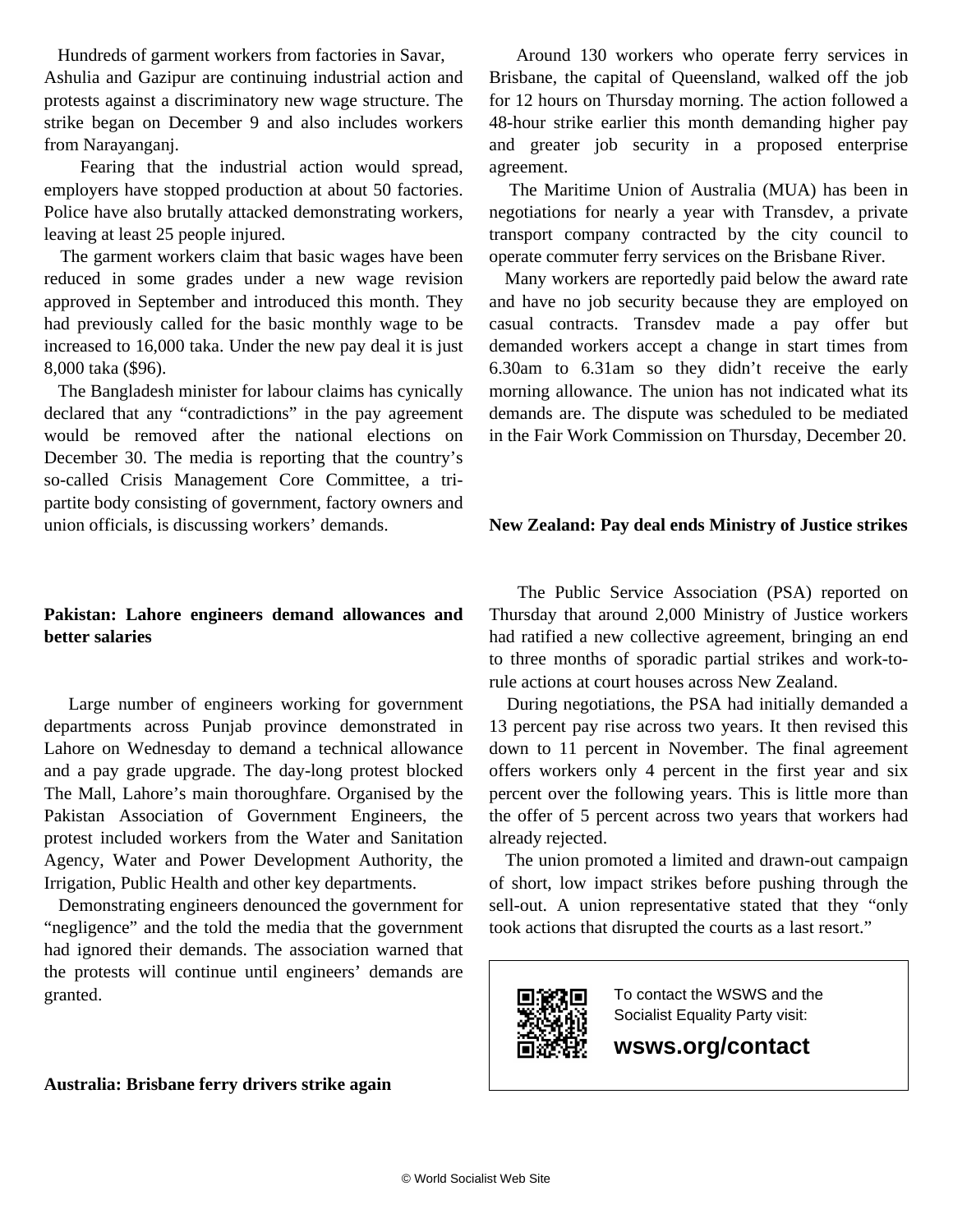Hundreds of garment workers from factories in Savar, Ashulia and Gazipur are continuing industrial action and protests against a discriminatory new wage structure. The strike began on December 9 and also includes workers from Narayanganj.

Fearing that the industrial action would spread, employers have stopped production at about 50 factories. Police have also brutally attacked demonstrating workers, leaving at least 25 people injured.

The garment workers claim that basic wages have been reduced in some grades under a new wage revision approved in September and introduced this month. They had previously called for the basic monthly wage to be increased to 16,000 taka. Under the new pay deal it is just 8,000 taka ($96).

The Bangladesh minister for labour claims has cynically declared that any "contradictions" in the pay agreement would be removed after the national elections on December 30. The media is reporting that the country's so-called Crisis Management Core Committee, a tri-partite body consisting of government, factory owners and union officials, is discussing workers' demands.

**Pakistan: Lahore engineers demand allowances and better salaries**

Large number of engineers working for government departments across Punjab province demonstrated in Lahore on Wednesday to demand a technical allowance and a pay grade upgrade. The day-long protest blocked The Mall, Lahore's main thoroughfare. Organised by the Pakistan Association of Government Engineers, the protest included workers from the Water and Sanitation Agency, Water and Power Development Authority, the Irrigation, Public Health and other key departments.

Demonstrating engineers denounced the government for "negligence" and the told the media that the government had ignored their demands. The association warned that the protests will continue until engineers' demands are granted.

**Australia: Brisbane ferry drivers strike again**

Around 130 workers who operate ferry services in Brisbane, the capital of Queensland, walked off the job for 12 hours on Thursday morning. The action followed a 48-hour strike earlier this month demanding higher pay and greater job security in a proposed enterprise agreement.

The Maritime Union of Australia (MUA) has been in negotiations for nearly a year with Transdev, a private transport company contracted by the city council to operate commuter ferry services on the Brisbane River.

Many workers are reportedly paid below the award rate and have no job security because they are employed on casual contracts. Transdev made a pay offer but demanded workers accept a change in start times from 6.30am to 6.31am so they didn't receive the early morning allowance. The union has not indicated what its demands are. The dispute was scheduled to be mediated in the Fair Work Commission on Thursday, December 20.

**New Zealand: Pay deal ends Ministry of Justice strikes**

The Public Service Association (PSA) reported on Thursday that around 2,000 Ministry of Justice workers had ratified a new collective agreement, bringing an end to three months of sporadic partial strikes and work-to-rule actions at court houses across New Zealand.

During negotiations, the PSA had initially demanded a 13 percent pay rise across two years. It then revised this down to 11 percent in November. The final agreement offers workers only 4 percent in the first year and six percent over the following years. This is little more than the offer of 5 percent across two years that workers had already rejected.

The union promoted a limited and drawn-out campaign of short, low impact strikes before pushing through the sell-out. A union representative stated that they "only took actions that disrupted the courts as a last resort."

To contact the WSWS and the Socialist Equality Party visit:

**wsws.org/contact**